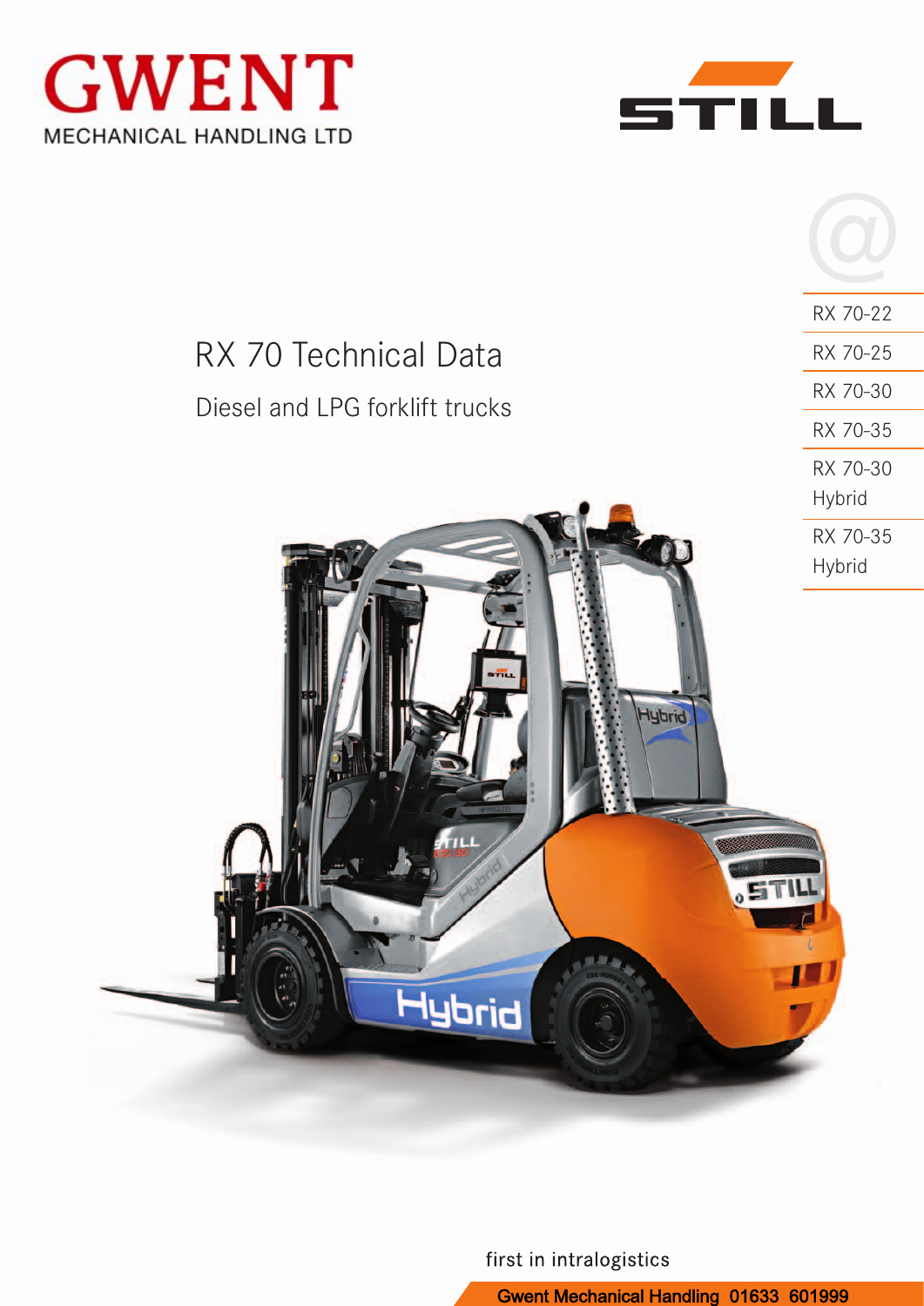GWENT

MECHANICAL HANDLING LTD

STILL

# RX 70 Technical Data

## Diesel and LPG forklift trucks

- RX 70-22
- RX 70-25
- RX 70-30
- RX 70-35
- RX 70-30 Hybrid
- RX 70-35 Hybrid

first in intralogistics

Gwent Mechanical Handling 01633 601999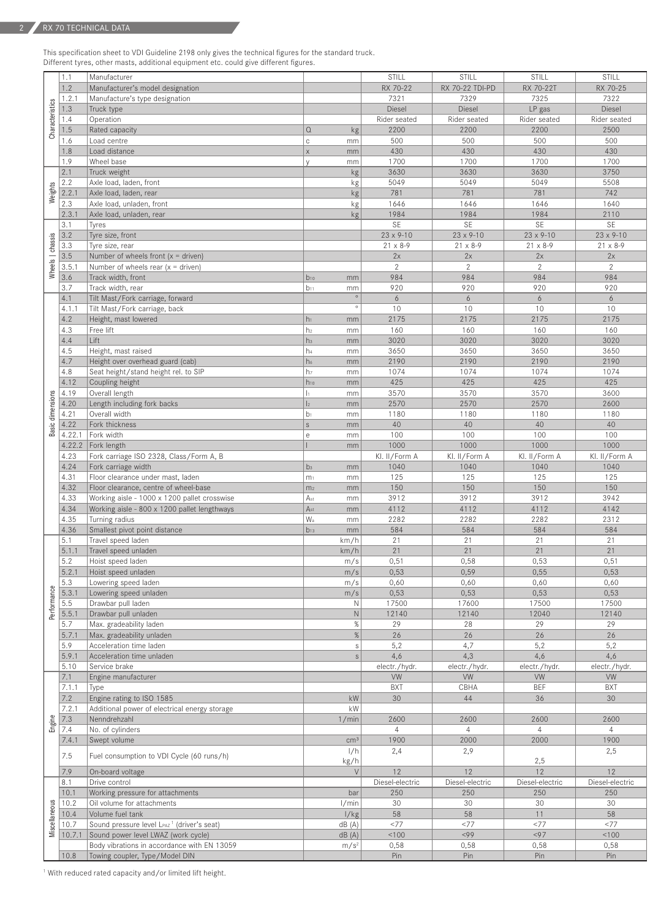This specification sheet to VDI Guideline 2198 only gives the technical figures for the standard truck.
Different tyres, other masts, additional equipment etc. could give different figures.

| | | | | | | | | |
|---|---|---|---|---|---|---|---|---|
| Characteristics | 1.1 | Manufacturer | | | STILL | STILL | STILL | STILL |
| | 1.2 | Manufacturer's model designation | | | RX 70-22 | RX 70-22 TDI-PD | RX 70-22T | RX 70-25 |
| | 1.2.1 | Manufacture's type designation | | | 7321 | 7329 | 7325 | 7322 |
| | 1.3 | Truck type | | | Diesel | Diesel | LP gas | Diesel |
| | 1.4 | Operation | | | Rider seated | Rider seated | Rider seated | Rider seated |
| | 1.5 | Rated capacity | Q | kg | 2200 | 2200 | 2200 | 2500 |
| | 1.6 | Load centre | c | mm | 500 | 500 | 500 | 500 |
| | 1.8 | Load distance | x | mm | 430 | 430 | 430 | 430 |
| | 1.9 | Wheel base | y | mm | 1700 | 1700 | 1700 | 1700 |
| Weights | 2.1 | Truck weight | | kg | 3630 | 3630 | 3630 | 3750 |
| | 2.2 | Axle load, laden, front | | kg | 5049 | 5049 | 5049 | 5508 |
| | 2.2.1 | Axle load, laden, rear | | kg | 781 | 781 | 781 | 742 |
| | 2.3 | Axle load, unladen, front | | kg | 1646 | 1646 | 1646 | 1640 |
| | 2.3.1 | Axle load, unladen, rear | | kg | 1984 | 1984 | 1984 | 2110 |
| Wheels \| chassis | 3.1 | Tyres | | | SE | SE | SE | SE |
| | 3.2 | Tyre size, front | | | 23 x 9-10 | 23 x 9-10 | 23 x 9-10 | 23 x 9-10 |
| | 3.3 | Tyre size, rear | | | 21 x 8-9 | 21 x 8-9 | 21 x 8-9 | 21 x 8-9 |
| | 3.5 | Number of wheels front (x = driven) | | | 2x | 2x | 2x | 2x |
| | 3.5.1 | Number of wheels rear (x = driven) | | | 2 | 2 | 2 | 2 |
| | 3.6 | Track width, front | $b_{10}$ | mm | 984 | 984 | 984 | 984 |
| | 3.7 | Track width, rear | $b_{11}$ | mm | 920 | 920 | 920 | 920 |
| Basic dimensions | 4.1 | Tilt Mast/Fork carriage, forward | | ° | 6 | 6 | 6 | 6 |
| | 4.1.1 | Tilt Mast/Fork carriage, back | | ° | 10 | 10 | 10 | 10 |
| | 4.2 | Height, mast lowered | $h_1$ | mm | 2175 | 2175 | 2175 | 2175 |
| | 4.3 | Free lift | $h_2$ | mm | 160 | 160 | 160 | 160 |
| | 4.4 | Lift | $h_3$ | mm | 3020 | 3020 | 3020 | 3020 |
| | 4.5 | Height, mast raised | $h_4$ | mm | 3650 | 3650 | 3650 | 3650 |
| | 4.7 | Height over overhead guard (cab) | $h_6$ | mm | 2190 | 2190 | 2190 | 2190 |
| | 4.8 | Seat height/stand height rel. to SIP | $h_7$ | mm | 1074 | 1074 | 1074 | 1074 |
| | 4.12 | Coupling height | $h_{10}$ | mm | 425 | 425 | 425 | 425 |
| | 4.19 | Overall length | $l_1$ | mm | 3570 | 3570 | 3570 | 3600 |
| | 4.20 | Length including fork backs | $l_2$ | mm | 2570 | 2570 | 2570 | 2600 |
| | 4.21 | Overall width | $b_1$ | mm | 1180 | 1180 | 1180 | 1180 |
| | 4.22 | Fork thickness | s | mm | 40 | 40 | 40 | 40 |
| | 4.22.1 | Fork width | e | mm | 100 | 100 | 100 | 100 |
| | 4.22.2 | Fork length | l | mm | 1000 | 1000 | 1000 | 1000 |
| | 4.23 | Fork carriage ISO 2328, Class/Form A, B | | | Kl. II/Form A | Kl. II/Form A | Kl. II/Form A | Kl. II/Form A |
| | 4.24 | Fork carriage width | $b_3$ | mm | 1040 | 1040 | 1040 | 1040 |
| | 4.31 | Floor clearance under mast, laden | $m_1$ | mm | 125 | 125 | 125 | 125 |
| | 4.32 | Floor clearance, centre of wheel-base | $m_2$ | mm | 150 | 150 | 150 | 150 |
| | 4.33 | Working aisle - 1000 x 1200 pallet crosswise | $A_{st}$ | mm | 3912 | 3912 | 3912 | 3942 |
| | 4.34 | Working aisle - 800 x 1200 pallet lengthways | $A_{st}$ | mm | 4112 | 4112 | 4112 | 4142 |
| | 4.35 | Turning radius | $W_a$ | mm | 2282 | 2282 | 2282 | 2312 |
| | 4.36 | Smallest pivot point distance | $b_{13}$ | mm | 584 | 584 | 584 | 584 |
| Performance | 5.1 | Travel speed laden | | km/h | 21 | 21 | 21 | 21 |
| | 5.1.1 | Travel speed unladen | | km/h | 21 | 21 | 21 | 21 |
| | 5.2 | Hoist speed laden | | m/s | 0,51 | 0,58 | 0,53 | 0,51 |
| | 5.2.1 | Hoist speed unladen | | m/s | 0,53 | 0,59 | 0,55 | 0,53 |
| | 5.3 | Lowering speed laden | | m/s | 0,60 | 0,60 | 0,60 | 0,60 |
| | 5.3.1 | Lowering speed unladen | | m/s | 0,53 | 0,53 | 0,53 | 0,53 |
| | 5.5 | Drawbar pull laden | | N | 17500 | 17600 | 17500 | 17500 |
| | 5.5.1 | Drawbar pull unladen | | N | 12140 | 12140 | 12040 | 12140 |
| | 5.7 | Max. gradeability laden | | % | 29 | 28 | 29 | 29 |
| | 5.7.1 | Max. gradeability unladen | | % | 26 | 26 | 26 | 26 |
| | 5.9 | Acceleration time laden | | s | 5,2 | 4,7 | 5,2 | 5,2 |
| | 5.9.1 | Acceleration time unladen | | s | 4,6 | 4,3 | 4,6 | 4,6 |
| | 5.10 | Service brake | | | electr./hydr. | electr./hydr. | electr./hydr. | electr./hydr. |
| Engine | 7.1 | Engine manufacturer | | | VW | VW | VW | VW |
| | 7.1.1 | Type | | | BXT | CBHA | BEF | BXT |
| | 7.2 | Engine rating to ISO 1585 | | kW | 30 | 44 | 36 | 30 |
| | 7.2.1 | Additional power of electrical energy storage | | kW | | | | |
| | 7.3 | Nenndrehzahl | | 1/min | 2600 | 2600 | 2600 | 2600 |
| | 7.4 | No. of cylinders | | | 4 | 4 | 4 | 4 |
| | 7.4.1 | Swept volume | | $cm^3$ | 1900 | 2000 | 2000 | 1900 |
| | 7.5 | Fuel consumption to VDI Cycle (60 runs/h) | | l/h | 2,4 | 2,9 | | 2,5 |
| | | | | kg/h | | | 2,5 | |
| | 7.9 | On-board voltage | | V | 12 | 12 | 12 | 12 |
| Miscellaneous | 8.1 | Drive control | | | Diesel-electric | Diesel-electric | Diesel-electric | Diesel-electric |
| | 10.1 | Working pressure for attachments | | bar | 250 | 250 | 250 | 250 |
| | 10.2 | Oil volume for attachments | | l/min | 30 | 30 | 30 | 30 |
| | 10.4 | Volume fuel tank | | l/kg | 58 | 58 | 11 | 58 |
| | 10.7 | Sound pressure level $L_{PAZ}$ [1] (driver's seat) | | dB (A) | <77 | <77 | <77 | <77 |
| | 10.7.1 | Sound power level LWAZ (work cycle) | | dB (A) | <100 | <99 | <97 | <100 |
| | | Body vibrations in accordance with EN 13059 | | $m/s^2$ | 0,58 | 0,58 | 0,58 | 0,58 |
| | 10.8 | Towing coupler, Type/Model DIN | | | Pin | Pin | Pin | Pin |

[1] With reduced rated capacity and/or limited lift height.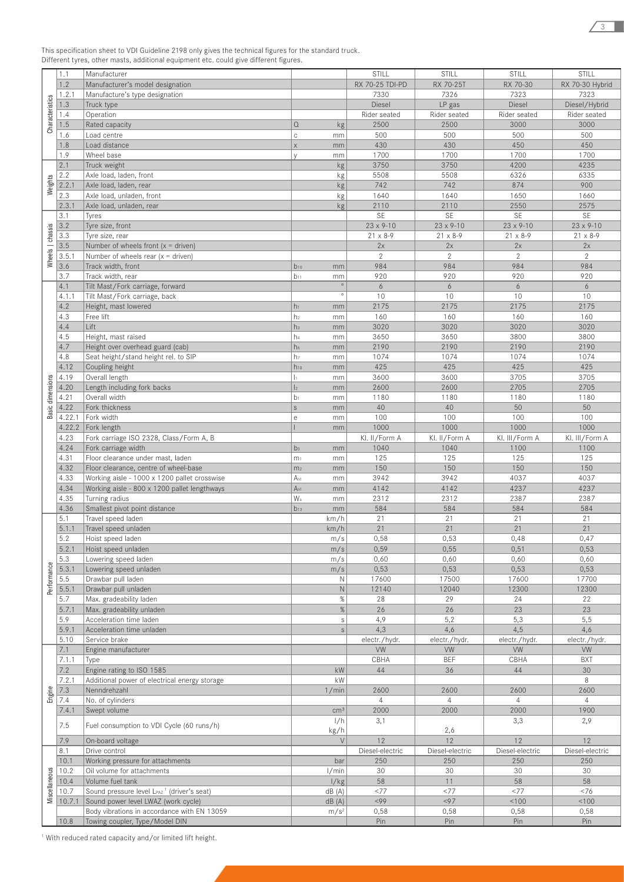This specification sheet to VDI Guideline 2198 only gives the technical figures for the standard truck.
Different tyres, other masts, additional equipment etc. could give different figures.

| Section | No. | Description | Symbol | Unit | | | | |
|---|---|---|---|---|---|---|---|---|
| Characteristics | 1.1 | Manufacturer | | | STILL | STILL | STILL | STILL |
| | 1.2 | Manufacturer's model designation | | | RX 70-25 TDI-PD | RX 70-25T | RX 70-30 | RX 70-30 Hybrid |
| | 1.2.1 | Manufacture's type designation | | | 7330 | 7326 | 7323 | 7323 |
| | 1.3 | Truck type | | | Diesel | LP gas | Diesel | Diesel/Hybrid |
| | 1.4 | Operation | | | Rider seated | Rider seated | Rider seated | Rider seated |
| | 1.5 | Rated capacity | Q | kg | 2500 | 2500 | 3000 | 3000 |
| | 1.6 | Load centre | c | mm | 500 | 500 | 500 | 500 |
| | 1.8 | Load distance | x | mm | 430 | 430 | 450 | 450 |
| | 1.9 | Wheel base | y | mm | 1700 | 1700 | 1700 | 1700 |
| Weights | 2.1 | Truck weight | | kg | 3750 | 3750 | 4200 | 4235 |
| | 2.2 | Axle load, laden, front | | kg | 5508 | 5508 | 6326 | 6335 |
| | 2.2.1 | Axle load, laden, rear | | kg | 742 | 742 | 874 | 900 |
| | 2.3 | Axle load, unladen, front | | kg | 1640 | 1640 | 1650 | 1660 |
| | 2.3.1 | Axle load, unladen, rear | | kg | 2110 | 2110 | 2550 | 2575 |
| Wheels \| chassis | 3.1 | Tyres | | | SE | SE | SE | SE |
| | 3.2 | Tyre size, front | | | 23 x 9-10 | 23 x 9-10 | 23 x 9-10 | 23 x 9-10 |
| | 3.3 | Tyre size, rear | | | 21 x 8-9 | 21 x 8-9 | 21 x 8-9 | 21 x 8-9 |
| | 3.5 | Number of wheels front (x = driven) | | | 2x | 2x | 2x | 2x |
| | 3.5.1 | Number of wheels rear (x = driven) | | | 2 | 2 | 2 | 2 |
| | 3.6 | Track width, front | $b_{10}$ | mm | 984 | 984 | 984 | 984 |
| | 3.7 | Track width, rear | $b_{11}$ | mm | 920 | 920 | 920 | 920 |
| Basic dimensions | 4.1 | Tilt Mast/Fork carriage, forward | | ° | 6 | 6 | 6 | 6 |
| | 4.1.1 | Tilt Mast/Fork carriage, back | | ° | 10 | 10 | 10 | 10 |
| | 4.2 | Height, mast lowered | $h_1$ | mm | 2175 | 2175 | 2175 | 2175 |
| | 4.3 | Free lift | $h_2$ | mm | 160 | 160 | 160 | 160 |
| | 4.4 | Lift | $h_3$ | mm | 3020 | 3020 | 3020 | 3020 |
| | 4.5 | Height, mast raised | $h_4$ | mm | 3650 | 3650 | 3800 | 3800 |
| | 4.7 | Height over overhead guard (cab) | $h_6$ | mm | 2190 | 2190 | 2190 | 2190 |
| | 4.8 | Seat height/stand height rel. to SIP | $h_7$ | mm | 1074 | 1074 | 1074 | 1074 |
| | 4.12 | Coupling height | $h_{10}$ | mm | 425 | 425 | 425 | 425 |
| | 4.19 | Overall length | $l_1$ | mm | 3600 | 3600 | 3705 | 3705 |
| | 4.20 | Length including fork backs | $l_2$ | mm | 2600 | 2600 | 2705 | 2705 |
| | 4.21 | Overall width | $b_1$ | mm | 1180 | 1180 | 1180 | 1180 |
| | 4.22 | Fork thickness | s | mm | 40 | 40 | 50 | 50 |
| | 4.22.1 | Fork width | e | mm | 100 | 100 | 100 | 100 |
| | 4.22.2 | Fork length | l | mm | 1000 | 1000 | 1000 | 1000 |
| | 4.23 | Fork carriage ISO 2328, Class/Form A, B | | | Kl. II/Form A | Kl. II/Form A | Kl. III/Form A | Kl. III/Form A |
| | 4.24 | Fork carriage width | $b_3$ | mm | 1040 | 1040 | 1100 | 1100 |
| | 4.31 | Floor clearance under mast, laden | $m_1$ | mm | 125 | 125 | 125 | 125 |
| | 4.32 | Floor clearance, centre of wheel-base | $m_2$ | mm | 150 | 150 | 150 | 150 |
| | 4.33 | Working aisle - 1000 x 1200 pallet crosswise | $A_{st}$ | mm | 3942 | 3942 | 4037 | 4037 |
| | 4.34 | Working aisle - 800 x 1200 pallet lengthways | $A_{st}$ | mm | 4142 | 4142 | 4237 | 4237 |
| | 4.35 | Turning radius | $W_a$ | mm | 2312 | 2312 | 2387 | 2387 |
| | 4.36 | Smallest pivot point distance | $b_{13}$ | mm | 584 | 584 | 584 | 584 |
| Performance | 5.1 | Travel speed laden | | km/h | 21 | 21 | 21 | 21 |
| | 5.1.1 | Travel speed unladen | | km/h | 21 | 21 | 21 | 21 |
| | 5.2 | Hoist speed laden | | m/s | 0,58 | 0,53 | 0,48 | 0,47 |
| | 5.2.1 | Hoist speed unladen | | m/s | 0,59 | 0,55 | 0,51 | 0,53 |
| | 5.3 | Lowering speed laden | | m/s | 0,60 | 0,60 | 0,60 | 0,60 |
| | 5.3.1 | Lowering speed unladen | | m/s | 0,53 | 0,53 | 0,53 | 0,53 |
| | 5.5 | Drawbar pull laden | | N | 17600 | 17500 | 17600 | 17700 |
| | 5.5.1 | Drawbar pull unladen | | N | 12140 | 12040 | 12300 | 12300 |
| | 5.7 | Max. gradeability laden | | % | 28 | 29 | 24 | 22 |
| | 5.7.1 | Max. gradeability unladen | | % | 26 | 26 | 23 | 23 |
| | 5.9 | Acceleration time laden | | s | 4,9 | 5,2 | 5,3 | 5,5 |
| | 5.9.1 | Acceleration time unladen | | s | 4,3 | 4,6 | 4,5 | 4,6 |
| | 5.10 | Service brake | | | electr./hydr. | electr./hydr. | electr./hydr. | electr./hydr. |
| Engine | 7.1 | Engine manufacturer | | | VW | VW | VW | VW |
| | 7.1.1 | Type | | | CBHA | BEF | CBHA | BXT |
| | 7.2 | Engine rating to ISO 1585 | | kW | 44 | 36 | 44 | 30 |
| | 7.2.1 | Additional power of electrical energy storage | | kW | | | | 8 |
| | 7.3 | Nenndrehzahl | | 1/min | 2600 | 2600 | 2600 | 2600 |
| | 7.4 | No. of cylinders | | | 4 | 4 | 4 | 4 |
| | 7.4.1 | Swept volume | | $cm^3$ | 2000 | 2000 | 2000 | 1900 |
| | 7.5 | Fuel consumption to VDI Cycle (60 runs/h) | | l/h | 3,1 | | 3,3 | 2,9 |
| | | | | kg/h | | 2,6 | | |
| | 7.9 | On-board voltage | | V | 12 | 12 | 12 | 12 |
| Miscellaneous | 8.1 | Drive control | | | Diesel-electric | Diesel-electric | Diesel-electric | Diesel-electric |
| | 10.1 | Working pressure for attachments | | bar | 250 | 250 | 250 | 250 |
| | 10.2 | Oil volume for attachments | | l/min | 30 | 30 | 30 | 30 |
| | 10.4 | Volume fuel tank | | l/kg | 58 | 11 | 58 | 58 |
| | 10.7 | Sound pressure level $L_{PAZ}$[1] (driver's seat) | | dB (A) | <77 | <77 | <77 | <76 |
| | 10.7.1 | Sound power level LWAZ (work cycle) | | dB (A) | <99 | <97 | <100 | <100 |
| | | Body vibrations in accordance with EN 13059 | | $m/s^2$ | 0,58 | 0,58 | 0,58 | 0,58 |
| | 10.8 | Towing coupler, Type/Model DIN | | | Pin | Pin | Pin | Pin |

[1] With reduced rated capacity and/or limited lift height.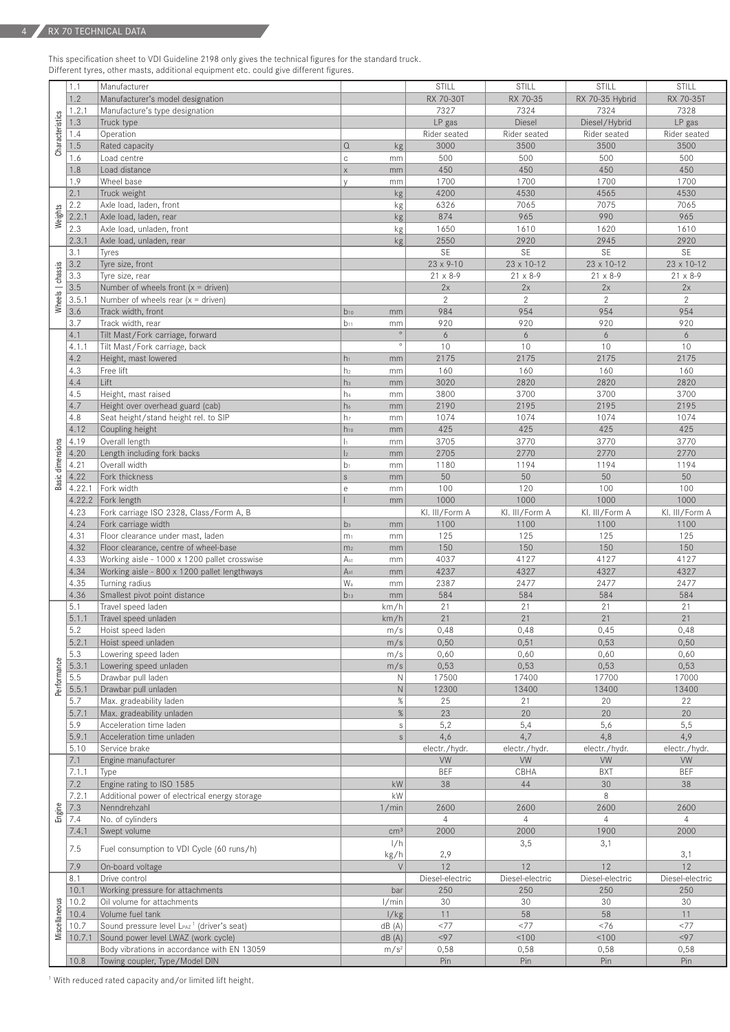This specification sheet to VDI Guideline 2198 only gives the technical figures for the standard truck.
Different tyres, other masts, additional equipment etc. could give different figures.

| Section | No. | Description | Symbol | Unit | | | | |
|---|---|---|---|---|---|---|---|---|
| Characteristics | 1.1 | Manufacturer | | | STILL | STILL | STILL | STILL |
| | 1.2 | Manufacturer's model designation | | | RX 70-30T | RX 70-35 | RX 70-35 Hybrid | RX 70-35T |
| | 1.2.1 | Manufacture's type designation | | | 7327 | 7324 | 7324 | 7328 |
| | 1.3 | Truck type | | | LP gas | Diesel | Diesel/Hybrid | LP gas |
| | 1.4 | Operation | | | Rider seated | Rider seated | Rider seated | Rider seated |
| | 1.5 | Rated capacity | Q | kg | 3000 | 3500 | 3500 | 3500 |
| | 1.6 | Load centre | c | mm | 500 | 500 | 500 | 500 |
| | 1.8 | Load distance | x | mm | 450 | 450 | 450 | 450 |
| | 1.9 | Wheel base | y | mm | 1700 | 1700 | 1700 | 1700 |
| Weights | 2.1 | Truck weight | | kg | 4200 | 4530 | 4565 | 4530 |
| | 2.2 | Axle load, laden, front | | kg | 6326 | 7065 | 7075 | 7065 |
| | 2.2.1 | Axle load, laden, rear | | kg | 874 | 965 | 990 | 965 |
| | 2.3 | Axle load, unladen, front | | kg | 1650 | 1610 | 1620 | 1610 |
| | 2.3.1 | Axle load, unladen, rear | | kg | 2550 | 2920 | 2945 | 2920 |
| Wheels \| chassis | 3.1 | Tyres | | | SE | SE | SE | SE |
| | 3.2 | Tyre size, front | | | 23 x 9-10 | 23 x 10-12 | 23 x 10-12 | 23 x 10-12 |
| | 3.3 | Tyre size, rear | | | 21 x 8-9 | 21 x 8-9 | 21 x 8-9 | 21 x 8-9 |
| | 3.5 | Number of wheels front (x = driven) | | | 2x | 2x | 2x | 2x |
| | 3.5.1 | Number of wheels rear (x = driven) | | | 2 | 2 | 2 | 2 |
| | 3.6 | Track width, front | $b_{10}$ | mm | 984 | 954 | 954 | 954 |
| | 3.7 | Track width, rear | $b_{11}$ | mm | 920 | 920 | 920 | 920 |
| Basic dimensions | 4.1 | Tilt Mast/Fork carriage, forward | | ° | 6 | 6 | 6 | 6 |
| | 4.1.1 | Tilt Mast/Fork carriage, back | | ° | 10 | 10 | 10 | 10 |
| | 4.2 | Height, mast lowered | $h_1$ | mm | 2175 | 2175 | 2175 | 2175 |
| | 4.3 | Free lift | $h_2$ | mm | 160 | 160 | 160 | 160 |
| | 4.4 | Lift | $h_3$ | mm | 3020 | 2820 | 2820 | 2820 |
| | 4.5 | Height, mast raised | $h_4$ | mm | 3800 | 3700 | 3700 | 3700 |
| | 4.7 | Height over overhead guard (cab) | $h_6$ | mm | 2190 | 2195 | 2195 | 2195 |
| | 4.8 | Seat height/stand height rel. to SIP | $h_7$ | mm | 1074 | 1074 | 1074 | 1074 |
| | 4.12 | Coupling height | $h_{10}$ | mm | 425 | 425 | 425 | 425 |
| | 4.19 | Overall length | $l_1$ | mm | 3705 | 3770 | 3770 | 3770 |
| | 4.20 | Length including fork backs | $l_2$ | mm | 2705 | 2770 | 2770 | 2770 |
| | 4.21 | Overall width | $b_1$ | mm | 1180 | 1194 | 1194 | 1194 |
| | 4.22 | Fork thickness | s | mm | 50 | 50 | 50 | 50 |
| | 4.22.1 | Fork width | e | mm | 100 | 120 | 100 | 100 |
| | 4.22.2 | Fork length | l | mm | 1000 | 1000 | 1000 | 1000 |
| | 4.23 | Fork carriage ISO 2328, Class/Form A, B | | | Kl. III/Form A | Kl. III/Form A | Kl. III/Form A | Kl. III/Form A |
| | 4.24 | Fork carriage width | $b_3$ | mm | 1100 | 1100 | 1100 | 1100 |
| | 4.31 | Floor clearance under mast, laden | $m_1$ | mm | 125 | 125 | 125 | 125 |
| | 4.32 | Floor clearance, centre of wheel-base | $m_2$ | mm | 150 | 150 | 150 | 150 |
| | 4.33 | Working aisle - 1000 x 1200 pallet crosswise | $A_{st}$ | mm | 4037 | 4127 | 4127 | 4127 |
| | 4.34 | Working aisle - 800 x 1200 pallet lengthways | $A_{st}$ | mm | 4237 | 4327 | 4327 | 4327 |
| | 4.35 | Turning radius | $W_a$ | mm | 2387 | 2477 | 2477 | 2477 |
| | 4.36 | Smallest pivot point distance | $b_{13}$ | mm | 584 | 584 | 584 | 584 |
| Performance | 5.1 | Travel speed laden | | km/h | 21 | 21 | 21 | 21 |
| | 5.1.1 | Travel speed unladen | | km/h | 21 | 21 | 21 | 21 |
| | 5.2 | Hoist speed laden | | m/s | 0,48 | 0,48 | 0,45 | 0,48 |
| | 5.2.1 | Hoist speed unladen | | m/s | 0,50 | 0,51 | 0,53 | 0,50 |
| | 5.3 | Lowering speed laden | | m/s | 0,60 | 0,60 | 0,60 | 0,60 |
| | 5.3.1 | Lowering speed unladen | | m/s | 0,53 | 0,53 | 0,53 | 0,53 |
| | 5.5 | Drawbar pull laden | | N | 17500 | 17400 | 17700 | 17000 |
| | 5.5.1 | Drawbar pull unladen | | N | 12300 | 13400 | 13400 | 13400 |
| | 5.7 | Max. gradeability laden | | % | 25 | 21 | 20 | 22 |
| | 5.7.1 | Max. gradeability unladen | | % | 23 | 20 | 20 | 20 |
| | 5.9 | Acceleration time laden | | s | 5,2 | 5,4 | 5,6 | 5,5 |
| | 5.9.1 | Acceleration time unladen | | s | 4,6 | 4,7 | 4,8 | 4,9 |
| | 5.10 | Service brake | | | electr./hydr. | electr./hydr. | electr./hydr. | electr./hydr. |
| Engine | 7.1 | Engine manufacturer | | | VW | VW | VW | VW |
| | 7.1.1 | Type | | | BEF | CBHA | BXT | BEF |
| | 7.2 | Engine rating to ISO 1585 | | kW | 38 | 44 | 30 | 38 |
| | 7.2.1 | Additional power of electrical energy storage | | kW | | | 8 | |
| | 7.3 | Nenndrehzahl | | 1/min | 2600 | 2600 | 2600 | 2600 |
| | 7.4 | No. of cylinders | | | 4 | 4 | 4 | 4 |
| | 7.4.1 | Swept volume | | cm³ | 2000 | 2000 | 1900 | 2000 |
| | 7.5 | Fuel consumption to VDI Cycle (60 runs/h) | | l/h | | 3,5 | 3,1 | |
| | | | | kg/h | 2,9 | | | 3,1 |
| | 7.9 | On-board voltage | | V | 12 | 12 | 12 | 12 |
| Miscellaneous | 8.1 | Drive control | | | Diesel-electric | Diesel-electric | Diesel-electric | Diesel-electric |
| | 10.1 | Working pressure for attachments | | bar | 250 | 250 | 250 | 250 |
| | 10.2 | Oil volume for attachments | | l/min | 30 | 30 | 30 | 30 |
| | 10.4 | Volume fuel tank | | l/kg | 11 | 58 | 58 | 11 |
| | 10.7 | Sound pressure level $L_{PAZ}$ [1] (driver's seat) | | dB (A) | <77 | <77 | <76 | <77 |
| | 10.7.1 | Sound power level LWAZ (work cycle) | | dB (A) | <97 | <100 | <100 | <97 |
| | | Body vibrations in accordance with EN 13059 | | m/s² | 0,58 | 0,58 | 0,58 | 0,58 |
| | 10.8 | Towing coupler, Type/Model DIN | | | Pin | Pin | Pin | Pin |

[1] With reduced rated capacity and/or limited lift height.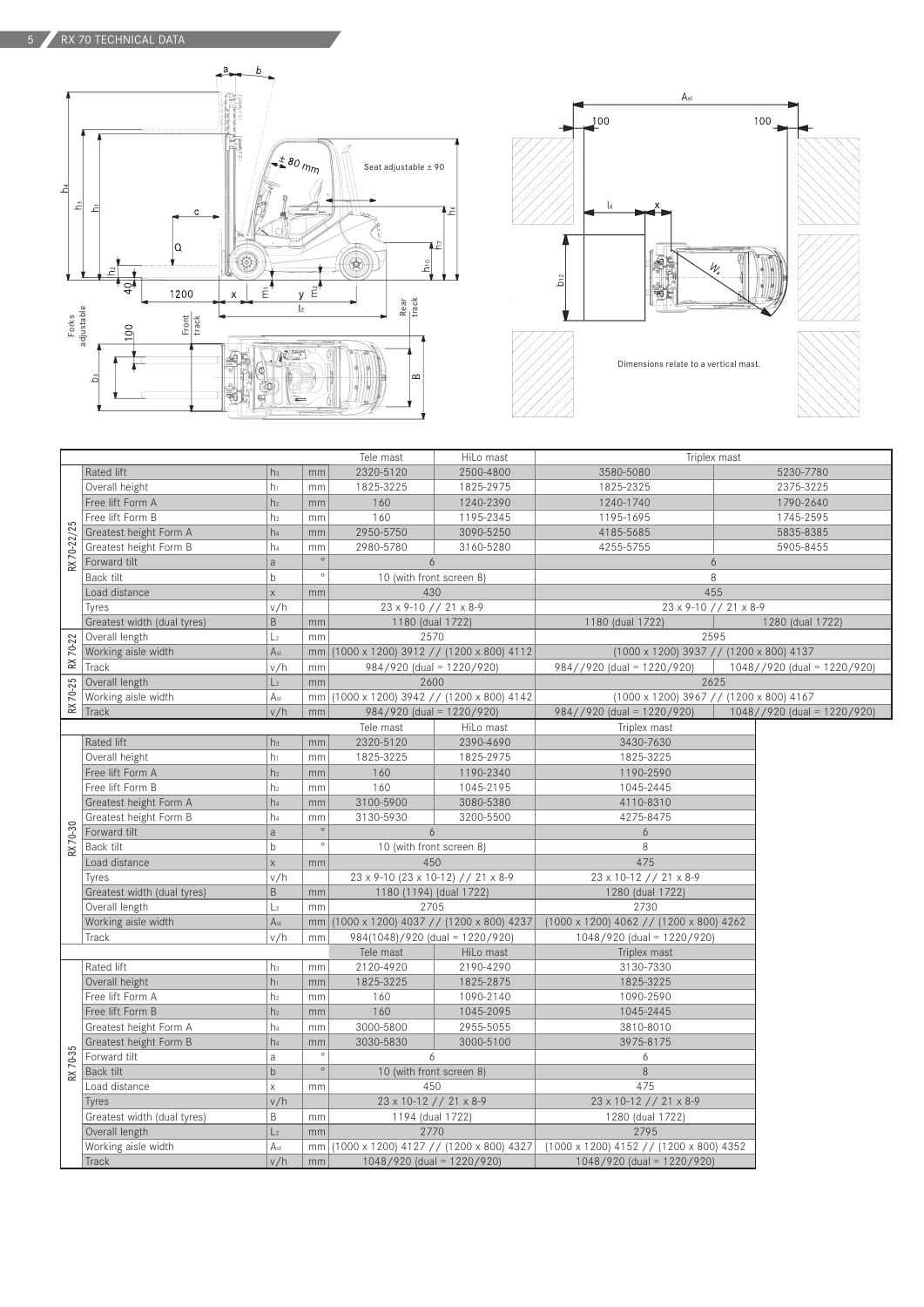# RX 70 TECHNICAL DATA

Seat adjustable ± 90

Dimensions relate to a vertical mast.

| | | | | Tele mast | HiLo mast | Triplex mast | |
|---|---|---|---|---|---|---|---|
| RX 70-22/25 | Rated lift | $h_3$ | mm | 2320-5120 | 2500-4800 | 3580-5080 | 5230-7780 |
| | Overall height | $h_1$ | mm | 1825-3225 | 1825-2975 | 1825-2325 | 2375-3225 |
| | Free lift Form A | $h_2$ | mm | 160 | 1240-2390 | 1240-1740 | 1790-2640 |
| | Free lift Form B | $h_2$ | mm | 160 | 1195-2345 | 1195-1695 | 1745-2595 |
| | Greatest height Form A | $h_4$ | mm | 2950-5750 | 3090-5250 | 4185-5685 | 5835-8385 |
| | Greatest height Form B | $h_4$ | mm | 2980-5780 | 3160-5280 | 4255-5755 | 5905-8455 |
| | Forward tilt | a | ° | 6 | | 6 | |
| | Back tilt | b | ° | 10 (with front screen 8) | | 8 | |
| | Load distance | x | mm | 430 | | 455 | |
| | Tyres | v/h | | 23 x 9-10 // 21 x 8-9 | | 23 x 9-10 // 21 x 8-9 | |
| | Greatest width (dual tyres) | B | mm | 1180 (dual 1722) | | 1180 (dual 1722) | 1280 (dual 1722) |
| RX 70-22 | Overall length | $L_2$ | mm | 2570 | | 2595 | |
| | Working aisle width | $A_{st}$ | mm | (1000 x 1200) 3912 // (1200 x 800) 4112 | | (1000 x 1200) 3937 // (1200 x 800) 4137 | |
| | Track | v/h | | 984/920 (dual = 1220/920) | | 984//920 (dual = 1220/920) | 1048//920 (dual = 1220/920) |
| RX 70-25 | Overall length | $L_2$ | mm | 2600 | | 2625 | |
| | Working aisle width | $A_{st}$ | mm | (1000 x 1200) 3942 // (1200 x 800) 4142 | | (1000 x 1200) 3967 // (1200 x 800) 4167 | |
| | Track | v/h | | 984/920 (dual = 1220/920) | | 984//920 (dual = 1220/920) | 1048//920 (dual = 1220/920) |

| | | | | Tele mast | HiLo mast | Triplex mast |
|---|---|---|---|---|---|---|
| RX 70-30 | Rated lift | $h_3$ | mm | 2320-5120 | 2390-4690 | 3430-7630 |
| | Overall height | $h_1$ | mm | 1825-3225 | 1825-2975 | 1825-3225 |
| | Free lift Form A | $h_2$ | mm | 160 | 1190-2340 | 1190-2590 |
| | Free lift Form B | $h_2$ | mm | 160 | 1045-2195 | 1045-2445 |
| | Greatest height Form A | $h_4$ | mm | 3100-5900 | 3080-5380 | 4110-8310 |
| | Greatest height Form B | $h_4$ | mm | 3130-5930 | 3200-5500 | 4275-8475 |
| | Forward tilt | a | ° | 6 | | 6 |
| | Back tilt | b | ° | 10 (with front screen 8) | | 8 |
| | Load distance | x | mm | 450 | | 475 |
| | Tyres | v/h | | 23 x 9-10 (23 x 10-12) // 21 x 8-9 | | 23 x 10-12 // 21 x 8-9 |
| | Greatest width (dual tyres) | B | mm | 1180 (1194) (dual 1722) | | 1280 (dual 1722) |
| | Overall length | $L_2$ | mm | 2705 | | 2730 |
| | Working aisle width | $A_{st}$ | mm | (1000 x 1200) 4037 // (1200 x 800) 4237 | | (1000 x 1200) 4062 // (1200 x 800) 4262 |
| | Track | v/h | mm | 984(1048)/920 (dual = 1220/920) | | 1048/920 (dual = 1220/920) |

| | | | | Tele mast | HiLo mast | Triplex mast |
|---|---|---|---|---|---|---|
| RX 70-35 | Rated lift | $h_3$ | mm | 2120-4920 | 2190-4290 | 3130-7330 |
| | Overall height | $h_1$ | mm | 1825-3225 | 1825-2875 | 1825-3225 |
| | Free lift Form A | $h_2$ | mm | 160 | 1090-2140 | 1090-2590 |
| | Free lift Form B | $h_2$ | mm | 160 | 1045-2095 | 1045-2445 |
| | Greatest height Form A | $h_4$ | mm | 3000-5800 | 2955-5055 | 3810-8010 |
| | Greatest height Form B | $h_4$ | mm | 3030-5830 | 3000-5100 | 3975-8175 |
| | Forward tilt | a | ° | 6 | | 6 |
| | Back tilt | b | ° | 10 (with front screen 8) | | 8 |
| | Load distance | x | mm | 450 | | 475 |
| | Tyres | v/h | | 23 x 10-12 // 21 x 8-9 | | 23 x 10-12 // 21 x 8-9 |
| | Greatest width (dual tyres) | B | mm | 1194 (dual 1722) | | 1280 (dual 1722) |
| | Overall length | $L_2$ | mm | 2770 | | 2795 |
| | Working aisle width | $A_{st}$ | mm | (1000 x 1200) 4127 // (1200 x 800) 4327 | | (1000 x 1200) 4152 // (1200 x 800) 4352 |
| | Track | v/h | mm | 1048/920 (dual = 1220/920) | | 1048/920 (dual = 1220/920) |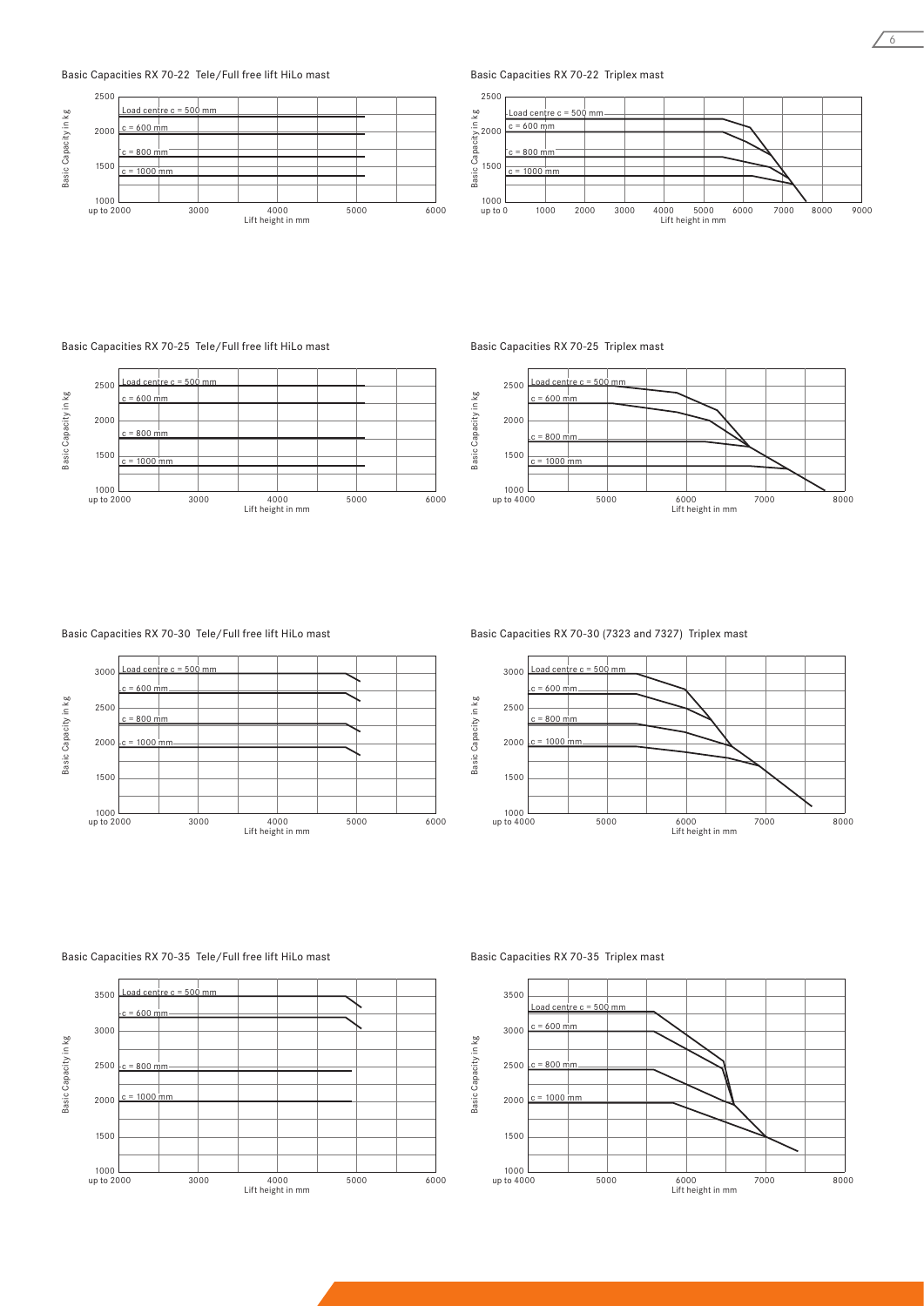Basic Capacities RX 70-22 Tele/Full free lift HiLo mast

Basic Capacity in kg: 2500, 2000, 1500, 1000

Load centre c = 500 mm
c = 600 mm
c = 800 mm
c = 1000 mm

Lift height in mm: up to 2000, 3000, 4000, 5000, 6000

Basic Capacities RX 70-22 Triplex mast

Basic Capacity in kg: 2500, 2000, 1500, 1000

Load centre c = 500 mm
c = 600 mm
c = 800 mm
c = 1000 mm

Lift height in mm: up to 0, 1000, 2000, 3000, 4000, 5000, 6000, 7000, 8000, 9000

Basic Capacities RX 70-25 Tele/Full free lift HiLo mast

Basic Capacity in kg: 2500, 2000, 1500, 1000

Load centre c = 500 mm
c = 600 mm
c = 800 mm
c = 1000 mm

Lift height in mm: up to 2000, 3000, 4000, 5000, 6000

Basic Capacities RX 70-25 Triplex mast

Basic Capacity in kg: 2500, 2000, 1500, 1000

Load centre c = 500 mm
c = 600 mm
c = 800 mm
c = 1000 mm

Lift height in mm: up to 4000, 5000, 6000, 7000, 8000

Basic Capacities RX 70-30 Tele/Full free lift HiLo mast

Basic Capacity in kg: 3000, 2500, 2000, 1500, 1000

Load centre c = 500 mm
c = 600 mm
c = 800 mm
c = 1000 mm

Lift height in mm: up to 2000, 3000, 4000, 5000, 6000

Basic Capacities RX 70-30 (7323 and 7327) Triplex mast

Basic Capacity in kg: 3000, 2500, 2000, 1500, 1000

Load centre c = 500 mm
c = 600 mm
c = 800 mm
c = 1000 mm

Lift height in mm: up to 4000, 5000, 6000, 7000, 8000

Basic Capacities RX 70-35 Tele/Full free lift HiLo mast

Basic Capacity in kg: 3500, 3000, 2500, 2000, 1500, 1000

Load centre c = 500 mm
c = 600 mm
c = 800 mm
c = 1000 mm

Lift height in mm: up to 2000, 3000, 4000, 5000, 6000

Basic Capacities RX 70-35 Triplex mast

Basic Capacity in kg: 3500, 3000, 2500, 2000, 1500, 1000

Load centre c = 500 mm
c = 600 mm
c = 800 mm
c = 1000 mm

Lift height in mm: up to 4000, 5000, 6000, 7000, 8000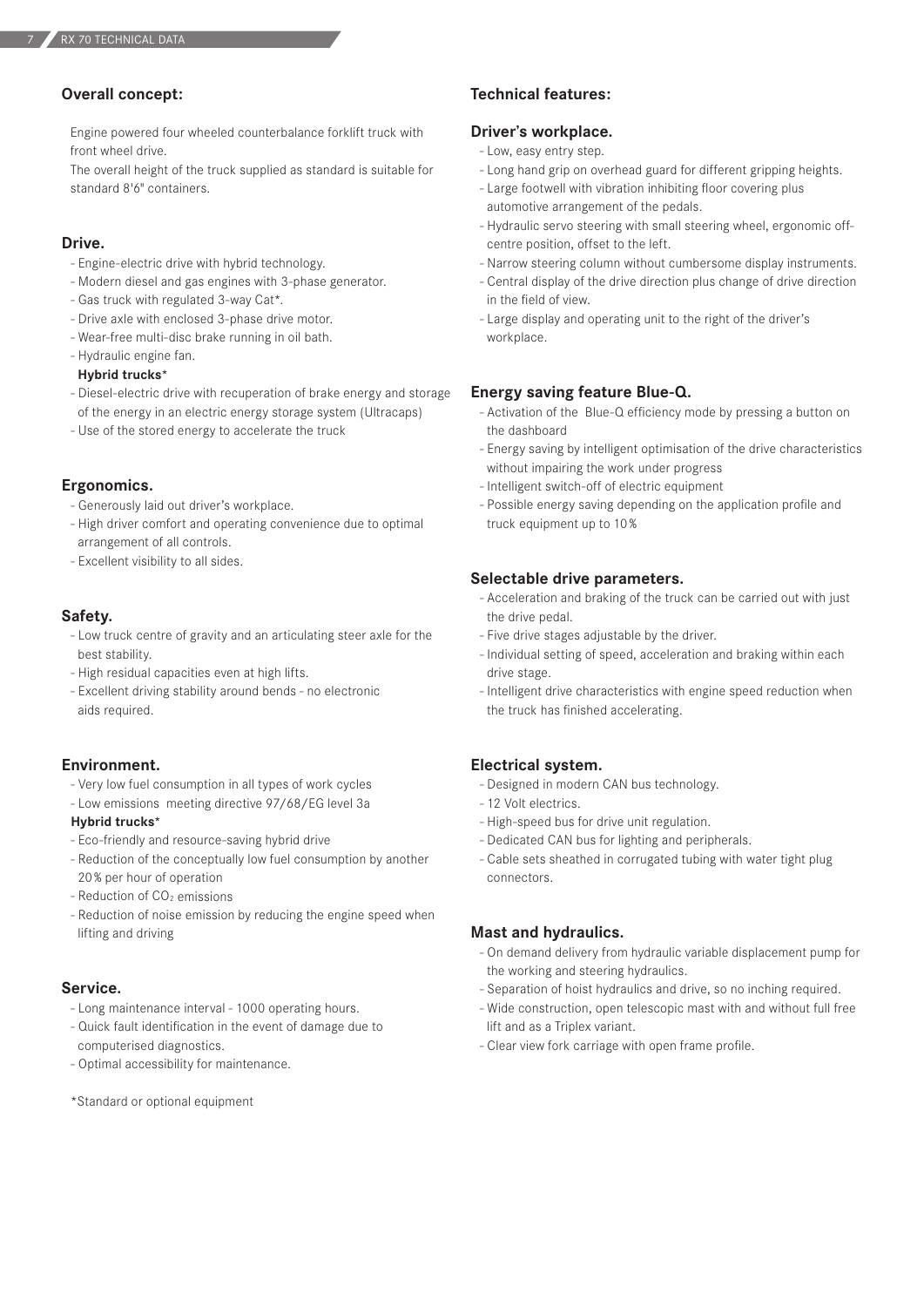## Overall concept:

Engine powered four wheeled counterbalance forklift truck with front wheel drive.
The overall height of the truck supplied as standard is suitable for standard 8'6" containers.

### Drive.

- Engine-electric drive with hybrid technology.
- Modern diesel and gas engines with 3-phase generator.
- Gas truck with regulated 3-way Cat*.
- Drive axle with enclosed 3-phase drive motor.
- Wear-free multi-disc brake running in oil bath.
- Hydraulic engine fan.

**Hybrid trucks***

- Diesel-electric drive with recuperation of brake energy and storage of the energy in an electric energy storage system (Ultracaps)
- Use of the stored energy to accelerate the truck

### Ergonomics.

- Generously laid out driver's workplace.
- High driver comfort and operating convenience due to optimal arrangement of all controls.
- Excellent visibility to all sides.

### Safety.

- Low truck centre of gravity and an articulating steer axle for the best stability.
- High residual capacities even at high lifts.
- Excellent driving stability around bends - no electronic aids required.

### Environment.

- Very low fuel consumption in all types of work cycles
- Low emissions meeting directive 97/68/EG level 3a

**Hybrid trucks***

- Eco-friendly and resource-saving hybrid drive
- Reduction of the conceptually low fuel consumption by another 20% per hour of operation
- Reduction of $CO_2$ emissions
- Reduction of noise emission by reducing the engine speed when lifting and driving

### Service.

- Long maintenance interval - 1000 operating hours.
- Quick fault identification in the event of damage due to computerised diagnostics.
- Optimal accessibility for maintenance.

*Standard or optional equipment

## Technical features:

### Driver's workplace.

- Low, easy entry step.
- Long hand grip on overhead guard for different gripping heights.
- Large footwell with vibration inhibiting floor covering plus automotive arrangement of the pedals.
- Hydraulic servo steering with small steering wheel, ergonomic off-centre position, offset to the left.
- Narrow steering column without cumbersome display instruments.
- Central display of the drive direction plus change of drive direction in the field of view.
- Large display and operating unit to the right of the driver's workplace.

### Energy saving feature Blue-Q.

- Activation of the Blue-Q efficiency mode by pressing a button on the dashboard
- Energy saving by intelligent optimisation of the drive characteristics without impairing the work under progress
- Intelligent switch-off of electric equipment
- Possible energy saving depending on the application profile and truck equipment up to 10%

### Selectable drive parameters.

- Acceleration and braking of the truck can be carried out with just the drive pedal.
- Five drive stages adjustable by the driver.
- Individual setting of speed, acceleration and braking within each drive stage.
- Intelligent drive characteristics with engine speed reduction when the truck has finished accelerating.

### Electrical system.

- Designed in modern CAN bus technology.
- 12 Volt electrics.
- High-speed bus for drive unit regulation.
- Dedicated CAN bus for lighting and peripherals.
- Cable sets sheathed in corrugated tubing with water tight plug connectors.

### Mast and hydraulics.

- On demand delivery from hydraulic variable displacement pump for the working and steering hydraulics.
- Separation of hoist hydraulics and drive, so no inching required.
- Wide construction, open telescopic mast with and without full free lift and as a Triplex variant.
- Clear view fork carriage with open frame profile.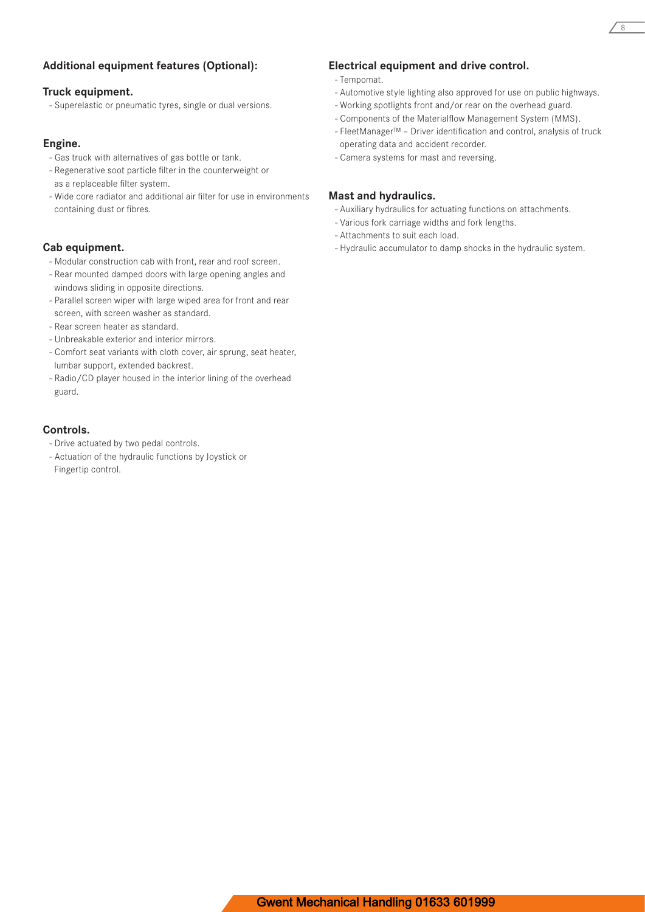## Additional equipment features (Optional):

### Truck equipment.

- Superelastic or pneumatic tyres, single or dual versions.

### Engine.

- Gas truck with alternatives of gas bottle or tank.
- Regenerative soot particle filter in the counterweight or as a replaceable filter system.
- Wide core radiator and additional air filter for use in environments containing dust or fibres.

### Cab equipment.

- Modular construction cab with front, rear and roof screen.
- Rear mounted damped doors with large opening angles and windows sliding in opposite directions.
- Parallel screen wiper with large wiped area for front and rear screen, with screen washer as standard.
- Rear screen heater as standard.
- Unbreakable exterior and interior mirrors.
- Comfort seat variants with cloth cover, air sprung, seat heater, lumbar support, extended backrest.
- Radio/CD player housed in the interior lining of the overhead guard.

### Controls.

- Drive actuated by two pedal controls.
- Actuation of the hydraulic functions by Joystick or Fingertip control.

### Electrical equipment and drive control.

- Tempomat.
- Automotive style lighting also approved for use on public highways.
- Working spotlights front and/or rear on the overhead guard.
- Components of the Materialflow Management System (MMS).
- FleetManager™ – Driver identification and control, analysis of truck operating data and accident recorder.
- Camera systems for mast and reversing.

### Mast and hydraulics.

- Auxiliary hydraulics for actuating functions on attachments.
- Various fork carriage widths and fork lengths.
- Attachments to suit each load.
- Hydraulic accumulator to damp shocks in the hydraulic system.

Gwent Mechanical Handling 01633 601999